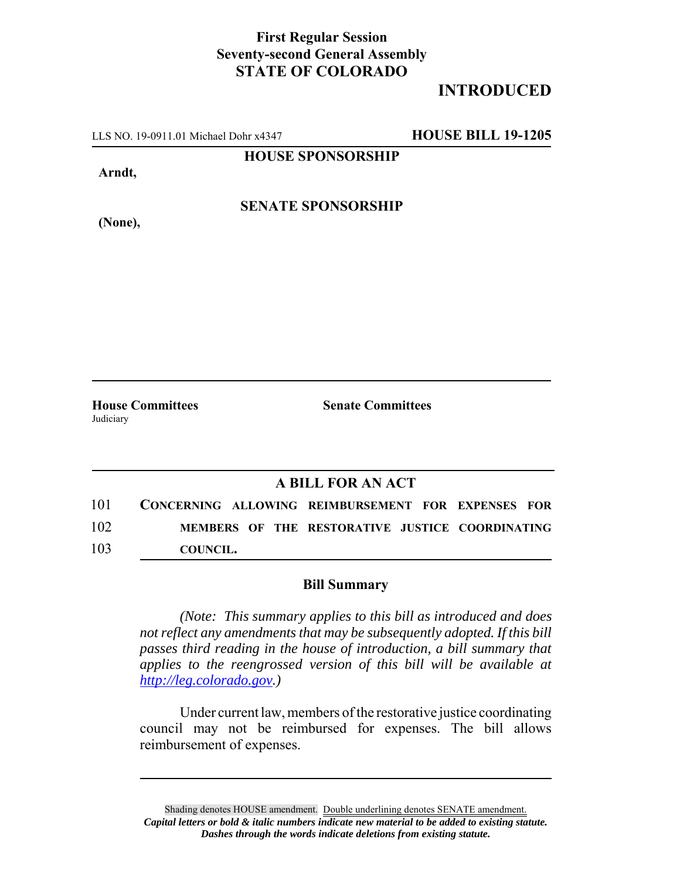**First Regular Session**
**Seventy-second General Assembly**
**STATE OF COLORADO**

# INTRODUCED

LLS NO. 19-0911.01 Michael Dohr x4347 **HOUSE BILL 19-1205**

**HOUSE SPONSORSHIP**

**Arndt,**

**SENATE SPONSORSHIP**

**(None),**

**House Committees**
Judiciary

**Senate Committees**

## A BILL FOR AN ACT

101 **CONCERNING ALLOWING REIMBURSEMENT FOR EXPENSES FOR**
102 **MEMBERS OF THE RESTORATIVE JUSTICE COORDINATING**
103 **COUNCIL.**

### Bill Summary

*(Note: This summary applies to this bill as introduced and does not reflect any amendments that may be subsequently adopted. If this bill passes third reading in the house of introduction, a bill summary that applies to the reengrossed version of this bill will be available at http://leg.colorado.gov.)*

Under current law, members of the restorative justice coordinating council may not be reimbursed for expenses. The bill allows reimbursement of expenses.

Shading denotes HOUSE amendment. Double underlining denotes SENATE amendment.
***Capital letters or bold & italic numbers indicate new material to be added to existing statute.***
***Dashes through the words indicate deletions from existing statute.***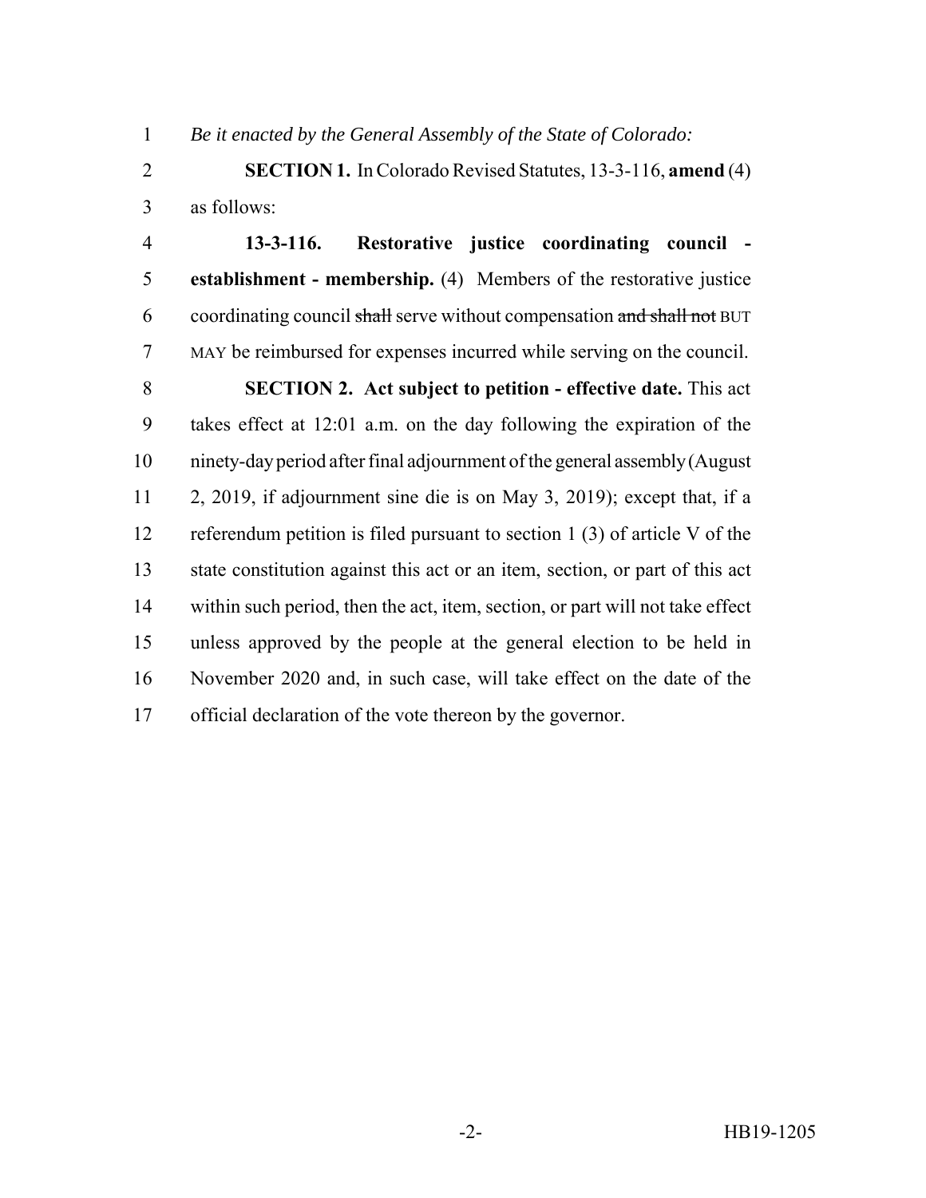*Be it enacted by the General Assembly of the State of Colorado:*

**SECTION 1.** In Colorado Revised Statutes, 13-3-116, **amend** (4) as follows:

**13-3-116. Restorative justice coordinating council - establishment - membership.** (4) Members of the restorative justice coordinating council ~~shall~~ serve without compensation ~~and shall not~~ BUT MAY be reimbursed for expenses incurred while serving on the council.

**SECTION 2. Act subject to petition - effective date.** This act takes effect at 12:01 a.m. on the day following the expiration of the ninety-day period after final adjournment of the general assembly (August 2, 2019, if adjournment sine die is on May 3, 2019); except that, if a referendum petition is filed pursuant to section 1 (3) of article V of the state constitution against this act or an item, section, or part of this act within such period, then the act, item, section, or part will not take effect unless approved by the people at the general election to be held in November 2020 and, in such case, will take effect on the date of the official declaration of the vote thereon by the governor.